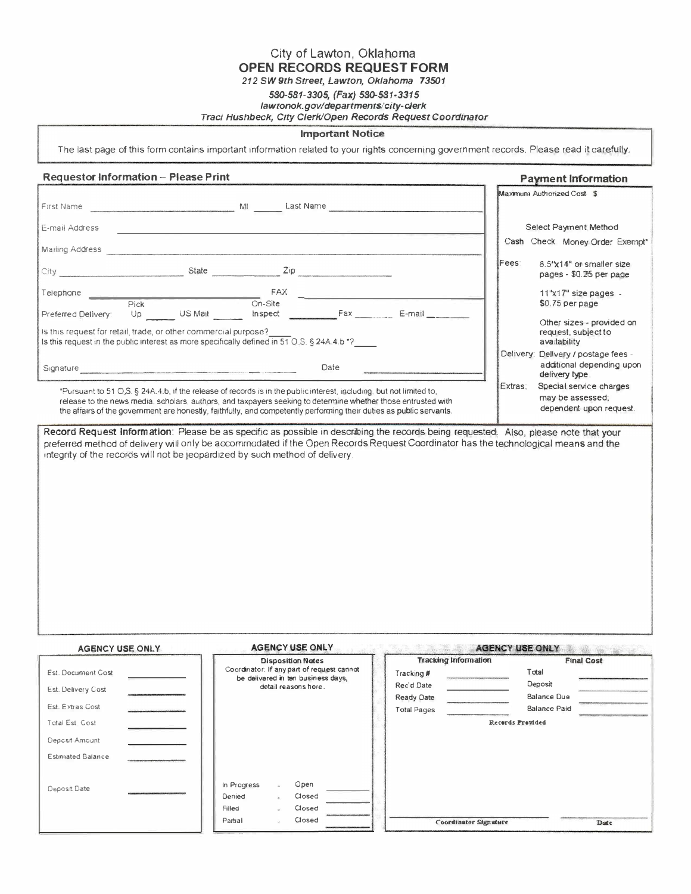# City of Lawton, Oklahoma
## OPEN RECORDS REQUEST FORM

*212 SW 9th Street, Lawton, Oklahoma 73501*
*580-581-3305, (Fax) 580-581-3315*
*lawtonok.gov/departments/city-clerk*
*Traci Hushbeck, City Clerk/Open Records Request Coordinator*

**Important Notice**

The last page of this form contains important information related to your rights concerning government records. Please read it carefully.

### Requestor Information – Please Print

First Name ______________________ MI ______ Last Name ______________________

E-mail Address ______________________________________________

Mailing Address ______________________________________________

City ______________________ State ____________ Zip ______________

Telephone ______________________ FAX ______________________

Preferred Delivery: Pick Up ______ US Mail ______ On-Site Inspect ______ Fax ______ E-mail ______

Is this request for retail, trade, or other commercial purpose? ____

Is this request in the public interest as more specifically defined in 51 O.S. § 24A.4.b \*? ____

Signature ______________________________ Date ______________

\*Pursuant to 51 O.S. § 24A.4.b, if the release of records is in the public interest, including, but not limited to, release to the news media, scholars, authors, and taxpayers seeking to determine whether those entrusted with the affairs of the government are honestly, faithfully, and competently performing their duties as public servants.

### Payment Information

Maximum Authorized Cost $ ______

Select Payment Method

Cash  Check  Money Order  Exempt\*

Fees: 8.5"x14" or smaller size pages - $0.25 per page

11"x17" size pages - $0.75 per page

Other sizes - provided on request, subject to availability

Delivery: Delivery / postage fees - additional depending upon delivery type.

Extras: Special service charges may be assessed; dependent upon request.

**Record Request Information**: Please be as specific as possible in describing the records being requested. Also, please note that your preferred method of delivery will only be accommodated if the Open Records Request Coordinator has the technological means and the integrity of the records will not be jeopardized by such method of delivery.

---

### AGENCY USE ONLY

| | |
|---|---|
| Est. Document Cost | |
| Est. Delivery Cost | |
| Est. Extras Cost | |
| Total Est. Cost | |
| Deposit Amount | |
| Estimated Balance | |
| Deposit Date | |

### AGENCY USE ONLY

**Disposition Notes**

Coordinator: If any part of request cannot be delivered in ten business days, detail reasons here.

| | | |
|---|---|---|
| In Progress | - | Open |
| Denied | - | Closed |
| Filled | - | Closed |
| Partial | - | Closed |

### AGENCY USE ONLY

| Tracking Information | | Final Cost | |
|---|---|---|---|
| Tracking # | | Total | |
| Rec'd Date | | Deposit | |
| Ready Date | | Balance Due | |
| Total Pages | | Balance Paid | |

**Records Provided**

Coordinator Signature ______________________ Date ______________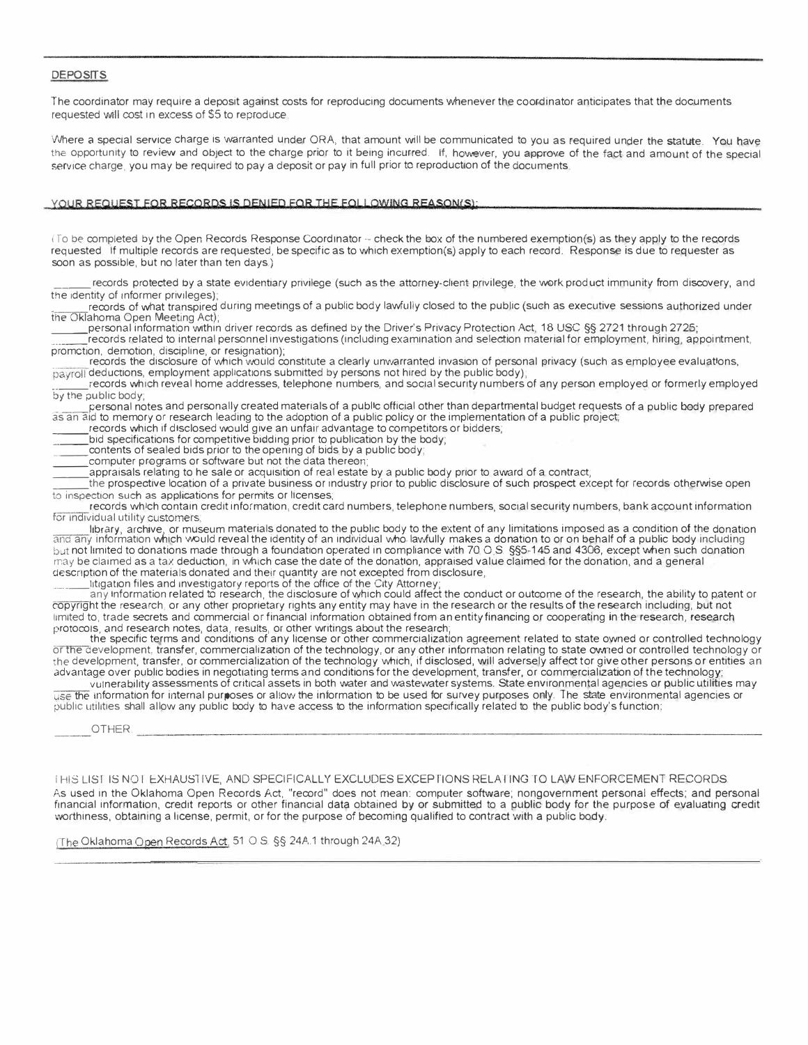## DEPOSITS

The coordinator may require a deposit against costs for reproducing documents whenever the coordinator anticipates that the documents requested will cost in excess of $5 to reproduce.

Where a special service charge is warranted under ORA, that amount will be communicated to you as required under the statute. You have the opportunity to review and object to the charge prior to it being incurred. If, however, you approve of the fact and amount of the special service charge, you may be required to pay a deposit or pay in full prior to reproduction of the documents.

## YOUR REQUEST FOR RECORDS IS DENIED FOR THE FOLLOWING REASON(S):

(To be completed by the Open Records Response Coordinator -- check the box of the numbered exemption(s) as they apply to the records requested. If multiple records are requested, be specific as to which exemption(s) apply to each record. Response is due to requester as soon as possible, but no later than ten days.)

______ records protected by a state evidentiary privilege (such as the attorney-client privilege, the work product immunity from discovery, and the identity of informer privileges);

______ records of what transpired during meetings of a public body lawfully closed to the public (such as executive sessions authorized under the Oklahoma Open Meeting Act);

______ personal information within driver records as defined by the Driver's Privacy Protection Act, 18 USC §§ 2721 through 2725;

______ records related to internal personnel investigations (including examination and selection material for employment, hiring, appointment, promotion, demotion, discipline, or resignation);

______ records the disclosure of which would constitute a clearly unwarranted invasion of personal privacy (such as employee evaluations, payroll deductions, employment applications submitted by persons not hired by the public body);

______ records which reveal home addresses, telephone numbers, and social security numbers of any person employed or formerly employed by the public body;

______ personal notes and personally created materials of a public official other than departmental budget requests of a public body prepared as an aid to memory or research leading to the adoption of a public policy or the implementation of a public project;

______ records which if disclosed would give an unfair advantage to competitors or bidders;

______ bid specifications for competitive bidding prior to publication by the body;

______ contents of sealed bids prior to the opening of bids by a public body;

______ computer programs or software but not the data thereon;

______ appraisals relating to he sale or acquisition of real estate by a public body prior to award of a contract;

______ the prospective location of a private business or industry prior to public disclosure of such prospect except for records otherwise open to inspection such as applications for permits or licenses;

______ records which contain credit information, credit card numbers, telephone numbers, social security numbers, bank account information for individual utility customers;

______ library, archive, or museum materials donated to the public body to the extent of any limitations imposed as a condition of the donation and any information which would reveal the identity of an individual who lawfully makes a donation to or on behalf of a public body including but not limited to donations made through a foundation operated in compliance with 70 O.S. §§5-145 and 4306, except when such donation may be claimed as a tax deduction, in which case the date of the donation, appraised value claimed for the donation, and a general description of the materials donated and their quantity are not excepted from disclosure;

______ litigation files and investigatory reports of the office of the City Attorney;

______ any information related to research, the disclosure of which could affect the conduct or outcome of the research, the ability to patent or copyright the research, or any other proprietary rights any entity may have in the research or the results of the research including, but not limited to, trade secrets and commercial or financial information obtained from an entity financing or cooperating in the research, research protocols, and research notes, data, results, or other writings about the research;

______ the specific terms and conditions of any license or other commercialization agreement related to state owned or controlled technology or the development, transfer, commercialization of the technology, or any other information relating to state owned or controlled technology or the development, transfer, or commercialization of the technology which, if disclosed, will adversely affect tor give other persons or entities an advantage over public bodies in negotiating terms and conditions for the development, transfer, or commercialization of the technology;

______ vulnerability assessments of critical assets in both water and wastewater systems. State environmental agencies or public utilities may use the information for internal purposes or allow the information to be used for survey purposes only. The state environmental agencies or public utilities shall allow any public body to have access to the information specifically related to the public body's function;

______ OTHER: ______________________________________________

THIS LIST IS NOT EXHAUSTIVE, AND SPECIFICALLY EXCLUDES EXCEPTIONS RELATING TO LAW ENFORCEMENT RECORDS.
As used in the Oklahoma Open Records Act, "record" does not mean: computer software; nongovernment personal effects; and personal financial information, credit reports or other financial data obtained by or submitted to a public body for the purpose of evaluating credit worthiness, obtaining a license, permit, or for the purpose of becoming qualified to contract with a public body.

(The Oklahoma Open Records Act, 51 O.S. §§ 24A.1 through 24A.32)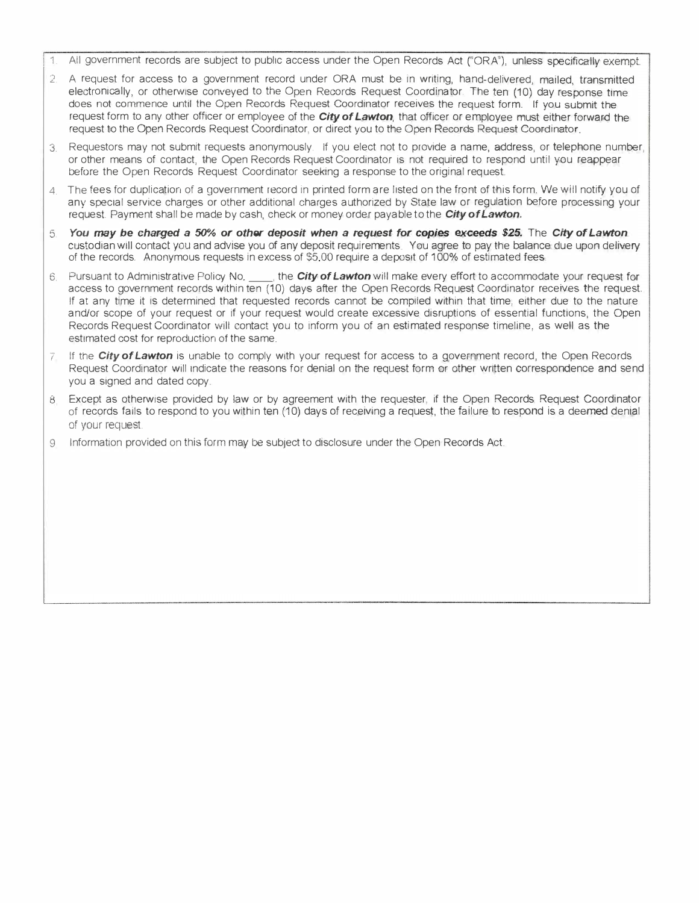1. All government records are subject to public access under the Open Records Act ("ORA"), unless specifically exempt.
2. A request for access to a government record under ORA must be in writing, hand-delivered, mailed, transmitted electronically, or otherwise conveyed to the Open Records Request Coordinator. The ten (10) day response time does not commence until the Open Records Request Coordinator receives the request form. If you submit the request form to any other officer or employee of the ***City of Lawton***, that officer or employee must either forward the request to the Open Records Request Coordinator, or direct you to the Open Records Request Coordinator.
3. Requestors may not submit requests anonymously. If you elect not to provide a name, address, or telephone number, or other means of contact, the Open Records Request Coordinator is not required to respond until you reappear before the Open Records Request Coordinator seeking a response to the original request.
4. The fees for duplication of a government record in printed form are listed on the front of this form. We will notify you of any special service charges or other additional charges authorized by State law or regulation before processing your request. Payment shall be made by cash, check or money order payable to the ***City of Lawton.***
5. ***You may be charged a 50% or other deposit when a request for copies exceeds $25.*** The ***City of Lawton*** custodian will contact you and advise you of any deposit requirements. You agree to pay the balance due upon delivery of the records. Anonymous requests in excess of $5.00 require a deposit of 100% of estimated fees.
6. Pursuant to Administrative Policy No. ____, the ***City of Lawton*** will make every effort to accommodate your request for access to government records within ten (10) days after the Open Records Request Coordinator receives the request. If at any time it is determined that requested records cannot be compiled within that time, either due to the nature and/or scope of your request or if your request would create excessive disruptions of essential functions, the Open Records Request Coordinator will contact you to inform you of an estimated response timeline, as well as the estimated cost for reproduction of the same.
7. If the ***City of Lawton*** is unable to comply with your request for access to a government record, the Open Records Request Coordinator will indicate the reasons for denial on the request form or other written correspondence and send you a signed and dated copy.
8. Except as otherwise provided by law or by agreement with the requester, if the Open Records Request Coordinator of records fails to respond to you within ten (10) days of receiving a request, the failure to respond is a deemed denial of your request.
9. Information provided on this form may be subject to disclosure under the Open Records Act.